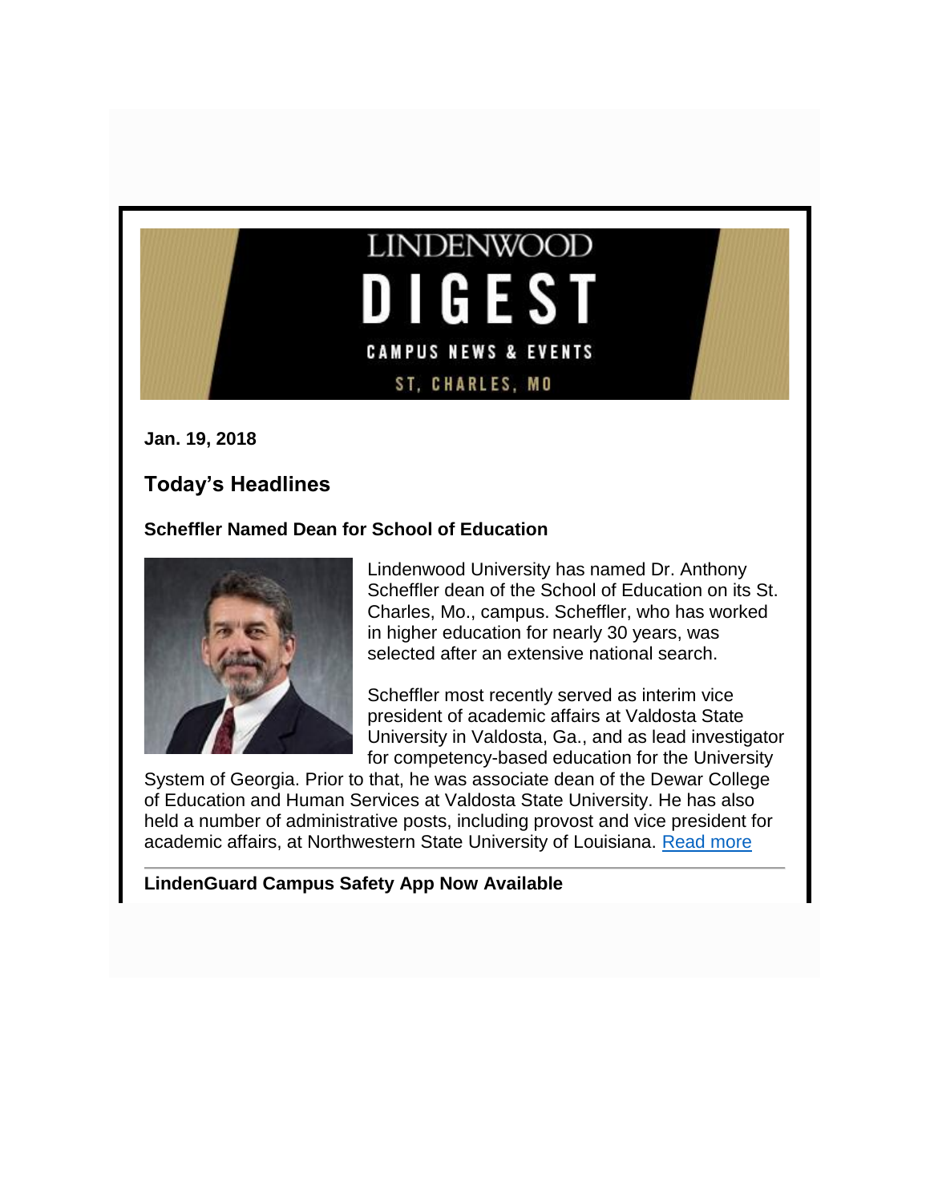LINDENWOOD

# DIGEST

CAMPUS NEWS & EVENTS

ST. CHARLES, MO

**Jan. 19, 2018**

## Today's Headlines

### Scheffler Named Dean for School of Education

Lindenwood University has named Dr. Anthony Scheffler dean of the School of Education on its St. Charles, Mo., campus. Scheffler, who has worked in higher education for nearly 30 years, was selected after an extensive national search.

Scheffler most recently served as interim vice president of academic affairs at Valdosta State University in Valdosta, Ga., and as lead investigator for competency-based education for the University System of Georgia. Prior to that, he was associate dean of the Dewar College of Education and Human Services at Valdosta State University. He has also held a number of administrative posts, including provost and vice president for academic affairs, at Northwestern State University of Louisiana. Read more

---

### LindenGuard Campus Safety App Now Available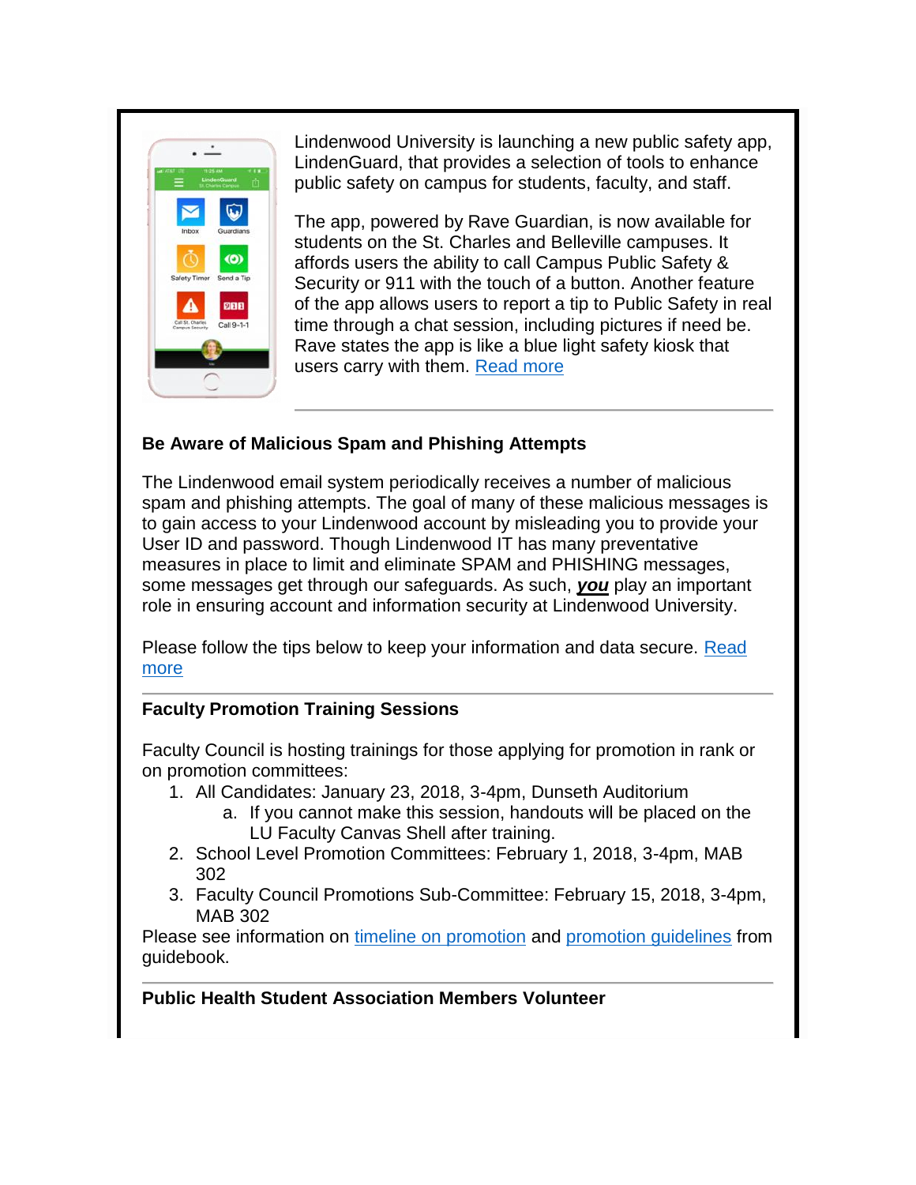Lindenwood University is launching a new public safety app, LindenGuard, that provides a selection of tools to enhance public safety on campus for students, faculty, and staff.

The app, powered by Rave Guardian, is now available for students on the St. Charles and Belleville campuses. It affords users the ability to call Campus Public Safety & Security or 911 with the touch of a button. Another feature of the app allows users to report a tip to Public Safety in real time through a chat session, including pictures if need be. Rave states the app is like a blue light safety kiosk that users carry with them. Read more

---

**Be Aware of Malicious Spam and Phishing Attempts**

The Lindenwood email system periodically receives a number of malicious spam and phishing attempts. The goal of many of these malicious messages is to gain access to your Lindenwood account by misleading you to provide your User ID and password. Though Lindenwood IT has many preventative measures in place to limit and eliminate SPAM and PHISHING messages, some messages get through our safeguards. As such, ***you*** play an important role in ensuring account and information security at Lindenwood University.

Please follow the tips below to keep your information and data secure. Read more

---

**Faculty Promotion Training Sessions**

Faculty Council is hosting trainings for those applying for promotion in rank or on promotion committees:

1. All Candidates: January 23, 2018, 3-4pm, Dunseth Auditorium
    a. If you cannot make this session, handouts will be placed on the LU Faculty Canvas Shell after training.
2. School Level Promotion Committees: February 1, 2018, 3-4pm, MAB 302
3. Faculty Council Promotions Sub-Committee: February 15, 2018, 3-4pm, MAB 302

Please see information on timeline on promotion and promotion guidelines from guidebook.

---

**Public Health Student Association Members Volunteer**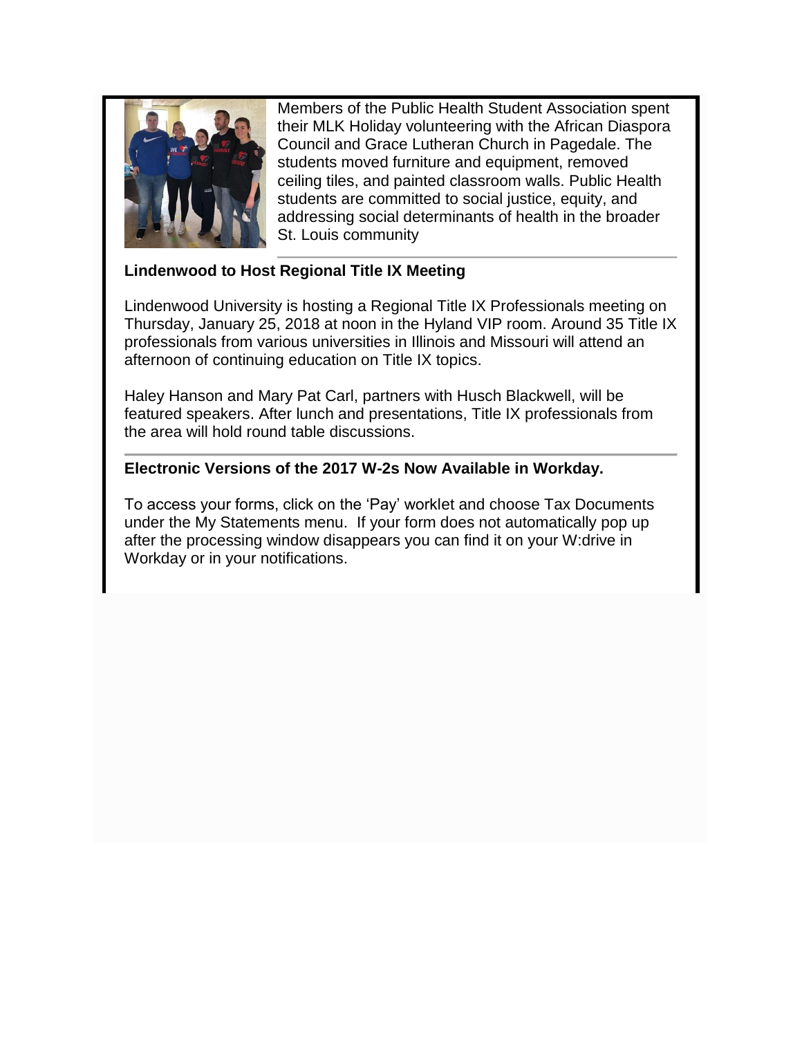Members of the Public Health Student Association spent their MLK Holiday volunteering with the African Diaspora Council and Grace Lutheran Church in Pagedale. The students moved furniture and equipment, removed ceiling tiles, and painted classroom walls. Public Health students are committed to social justice, equity, and addressing social determinants of health in the broader St. Louis community

**Lindenwood to Host Regional Title IX Meeting**

Lindenwood University is hosting a Regional Title IX Professionals meeting on Thursday, January 25, 2018 at noon in the Hyland VIP room. Around 35 Title IX professionals from various universities in Illinois and Missouri will attend an afternoon of continuing education on Title IX topics.

Haley Hanson and Mary Pat Carl, partners with Husch Blackwell, will be featured speakers. After lunch and presentations, Title IX professionals from the area will hold round table discussions.

**Electronic Versions of the 2017 W-2s Now Available in Workday.**

To access your forms, click on the 'Pay' worklet and choose Tax Documents under the My Statements menu. If your form does not automatically pop up after the processing window disappears you can find it on your W:drive in Workday or in your notifications.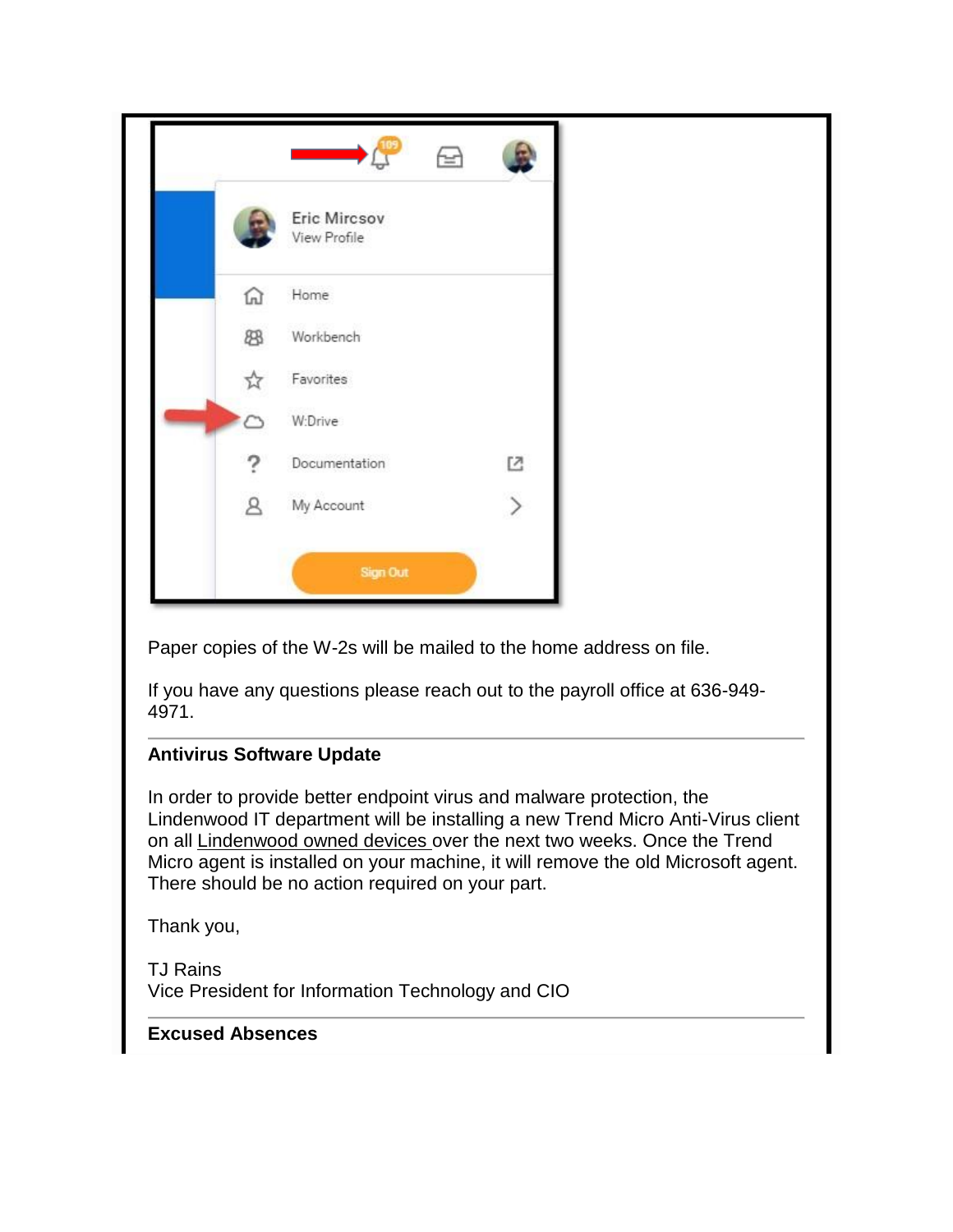Paper copies of the W-2s will be mailed to the home address on file.

If you have any questions please reach out to the payroll office at 636-949-4971.

---

**Antivirus Software Update**

In order to provide better endpoint virus and malware protection, the Lindenwood IT department will be installing a new Trend Micro Anti-Virus client on all Lindenwood owned devices over the next two weeks. Once the Trend Micro agent is installed on your machine, it will remove the old Microsoft agent. There should be no action required on your part.

Thank you,

TJ Rains
Vice President for Information Technology and CIO

---

**Excused Absences**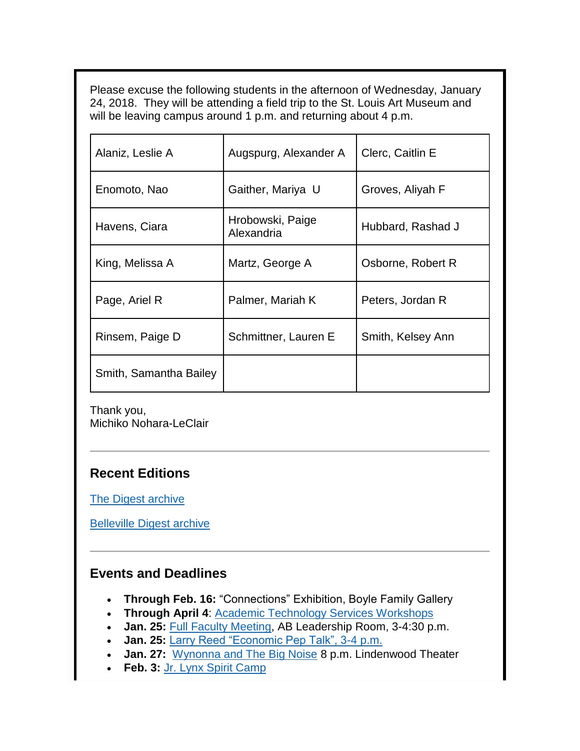Please excuse the following students in the afternoon of Wednesday, January 24, 2018. They will be attending a field trip to the St. Louis Art Museum and will be leaving campus around 1 p.m. and returning about 4 p.m.

| | | |
|---|---|---|
| Alaniz, Leslie A | Augspurg, Alexander A | Clerc, Caitlin E |
| Enomoto, Nao | Gaither, Mariya U | Groves, Aliyah F |
| Havens, Ciara | Hrobowski, Paige Alexandria | Hubbard, Rashad J |
| King, Melissa A | Martz, George A | Osborne, Robert R |
| Page, Ariel R | Palmer, Mariah K | Peters, Jordan R |
| Rinsem, Paige D | Schmittner, Lauren E | Smith, Kelsey Ann |
| Smith, Samantha Bailey | | |

Thank you,
Michiko Nohara-LeClair

---

## Recent Editions

The Digest archive

Belleville Digest archive

---

## Events and Deadlines

- **Through Feb. 16:** "Connections" Exhibition, Boyle Family Gallery
- **Through April 4**: Academic Technology Services Workshops
- **Jan. 25:** Full Faculty Meeting, AB Leadership Room, 3-4:30 p.m.
- **Jan. 25:** Larry Reed "Economic Pep Talk", 3-4 p.m.
- **Jan. 27:** Wynonna and The Big Noise 8 p.m. Lindenwood Theater
- **Feb. 3:** Jr. Lynx Spirit Camp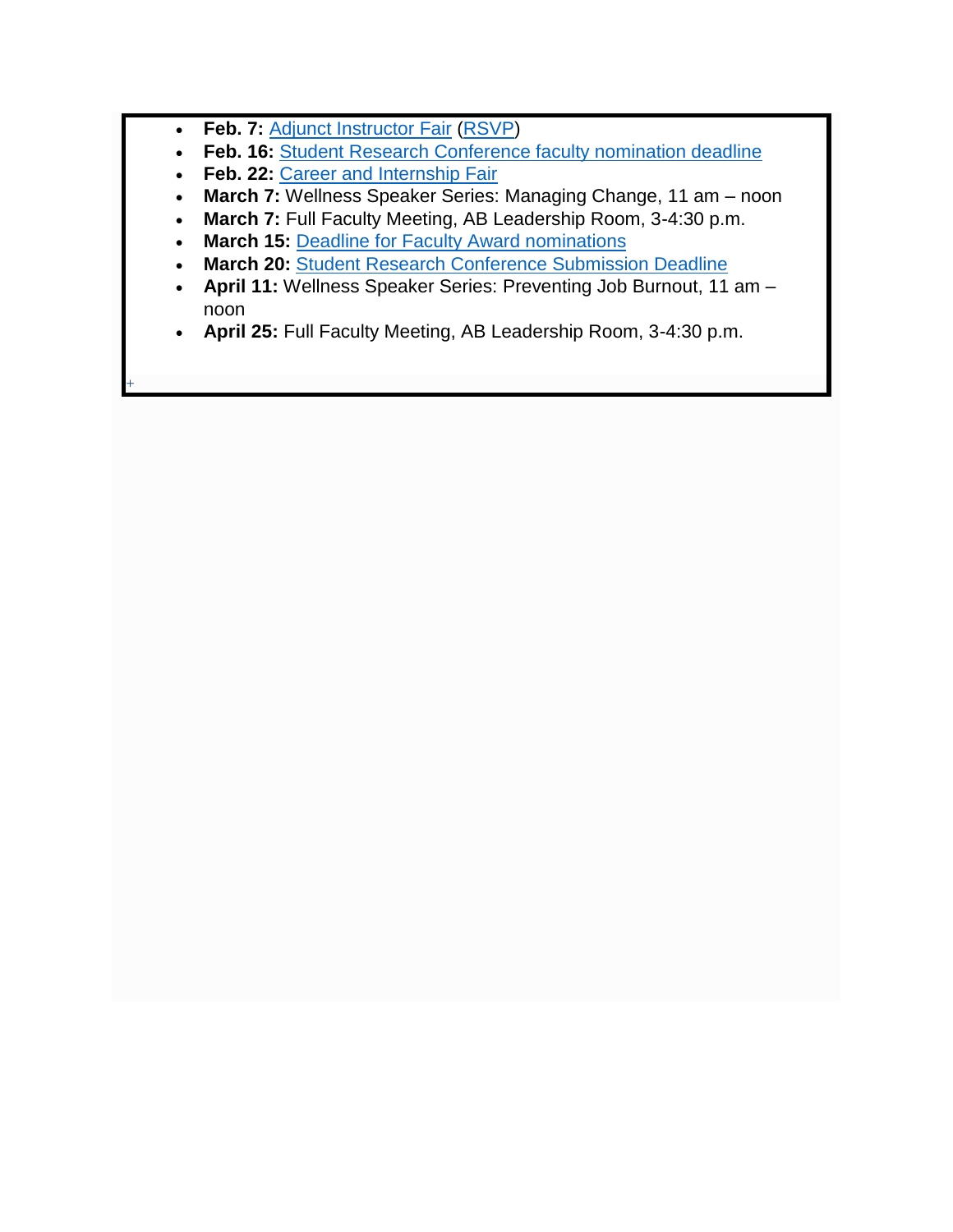- **Feb. 7:** Adjunct Instructor Fair (RSVP)
- **Feb. 16:** Student Research Conference faculty nomination deadline
- **Feb. 22:** Career and Internship Fair
- **March 7:** Wellness Speaker Series: Managing Change, 11 am – noon
- **March 7:** Full Faculty Meeting, AB Leadership Room, 3-4:30 p.m.
- **March 15:** Deadline for Faculty Award nominations
- **March 20:** Student Research Conference Submission Deadline
- **April 11:** Wellness Speaker Series: Preventing Job Burnout, 11 am – noon
- **April 25:** Full Faculty Meeting, AB Leadership Room, 3-4:30 p.m.